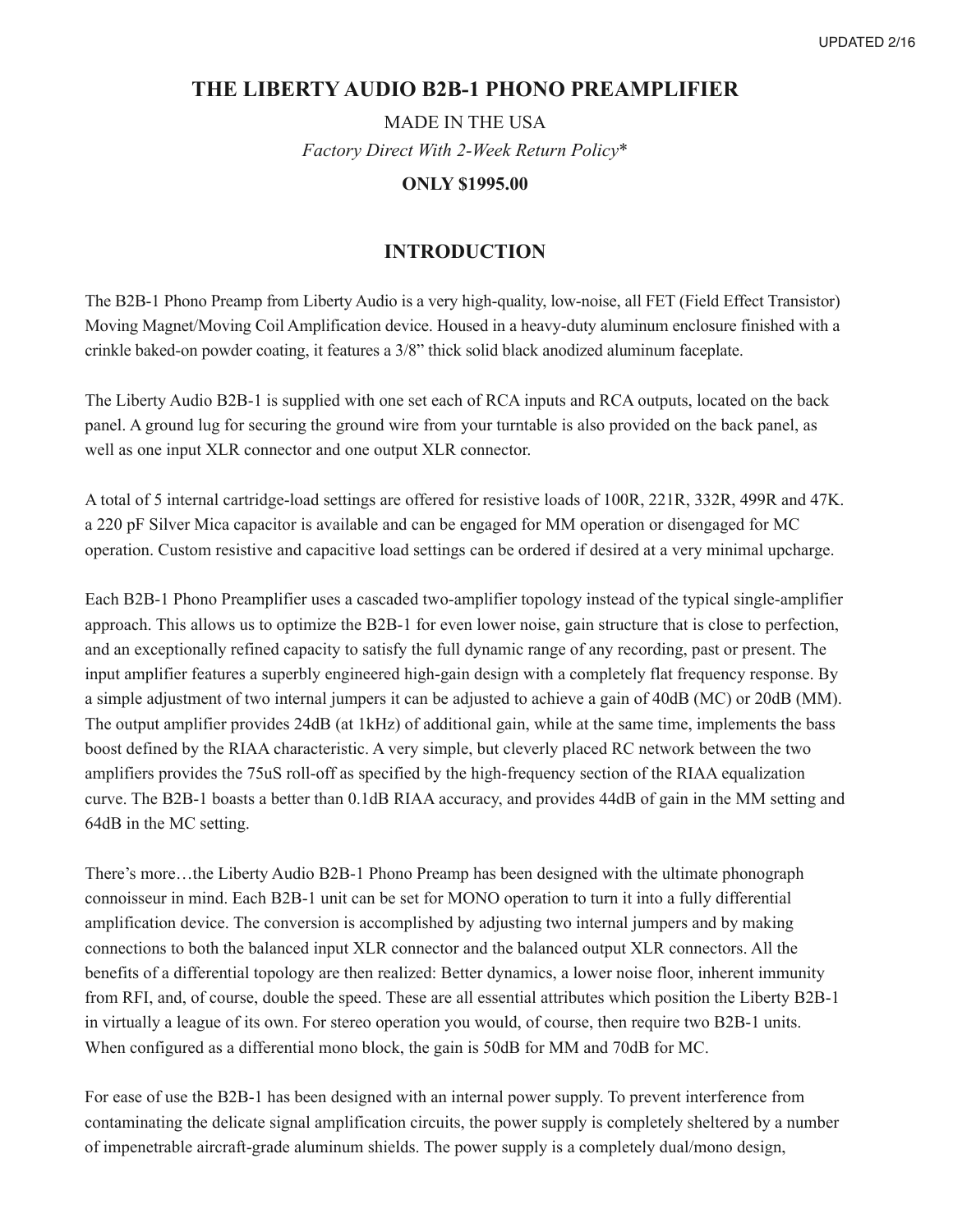# THE LIBERTY AUDIO B2B-1 PHONO PREAMPLIFIER

MADE IN THE USA

*Factory Direct With 2-Week Return Policy**

**ONLY $1995.00**

## INTRODUCTION

The B2B-1 Phono Preamp from Liberty Audio is a very high-quality, low-noise, all FET (Field Effect Transistor) Moving Magnet/Moving Coil Amplification device. Housed in a heavy-duty aluminum enclosure finished with a crinkle baked-on powder coating, it features a 3/8" thick solid black anodized aluminum faceplate.

The Liberty Audio B2B-1 is supplied with one set each of RCA inputs and RCA outputs, located on the back panel. A ground lug for securing the ground wire from your turntable is also provided on the back panel, as well as one input XLR connector and one output XLR connector.

A total of 5 internal cartridge-load settings are offered for resistive loads of 100R, 221R, 332R, 499R and 47K. a 220 pF Silver Mica capacitor is available and can be engaged for MM operation or disengaged for MC operation. Custom resistive and capacitive load settings can be ordered if desired at a very minimal upcharge.

Each B2B-1 Phono Preamplifier uses a cascaded two-amplifier topology instead of the typical single-amplifier approach. This allows us to optimize the B2B-1 for even lower noise, gain structure that is close to perfection, and an exceptionally refined capacity to satisfy the full dynamic range of any recording, past or present. The input amplifier features a superbly engineered high-gain design with a completely flat frequency response. By a simple adjustment of two internal jumpers it can be adjusted to achieve a gain of 40dB (MC) or 20dB (MM). The output amplifier provides 24dB (at 1kHz) of additional gain, while at the same time, implements the bass boost defined by the RIAA characteristic. A very simple, but cleverly placed RC network between the two amplifiers provides the 75uS roll-off as specified by the high-frequency section of the RIAA equalization curve. The B2B-1 boasts a better than 0.1dB RIAA accuracy, and provides 44dB of gain in the MM setting and 64dB in the MC setting.

There's more…the Liberty Audio B2B-1 Phono Preamp has been designed with the ultimate phonograph connoisseur in mind. Each B2B-1 unit can be set for MONO operation to turn it into a fully differential amplification device. The conversion is accomplished by adjusting two internal jumpers and by making connections to both the balanced input XLR connector and the balanced output XLR connectors. All the benefits of a differential topology are then realized: Better dynamics, a lower noise floor, inherent immunity from RFI, and, of course, double the speed. These are all essential attributes which position the Liberty B2B-1 in virtually a league of its own. For stereo operation you would, of course, then require two B2B-1 units. When configured as a differential mono block, the gain is 50dB for MM and 70dB for MC.

For ease of use the B2B-1 has been designed with an internal power supply. To prevent interference from contaminating the delicate signal amplification circuits, the power supply is completely sheltered by a number of impenetrable aircraft-grade aluminum shields. The power supply is a completely dual/mono design,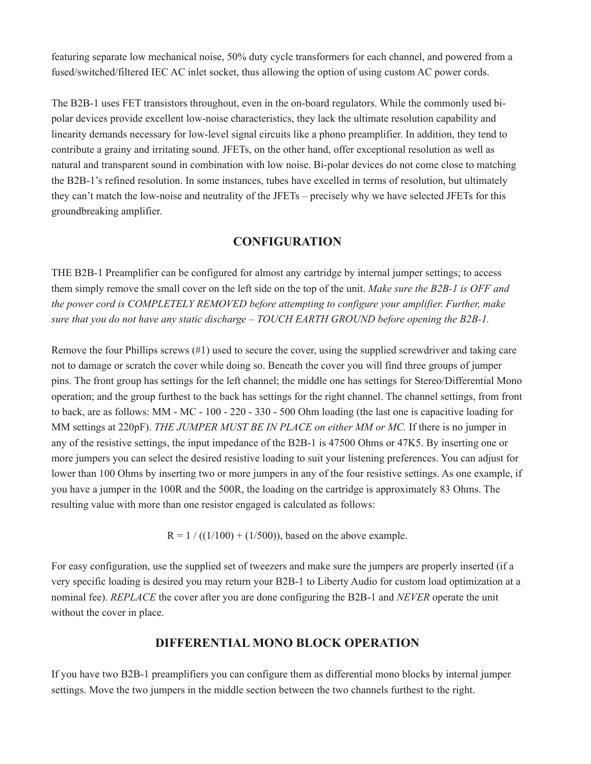featuring separate low mechanical noise, 50% duty cycle transformers for each channel, and powered from a fused/switched/filtered IEC AC inlet socket, thus allowing the option of using custom AC power cords.

The B2B-1 uses FET transistors throughout, even in the on-board regulators. While the commonly used bi-polar devices provide excellent low-noise characteristics, they lack the ultimate resolution capability and linearity demands necessary for low-level signal circuits like a phono preamplifier. In addition, they tend to contribute a grainy and irritating sound. JFETs, on the other hand, offer exceptional resolution as well as natural and transparent sound in combination with low noise. Bi-polar devices do not come close to matching the B2B-1's refined resolution. In some instances, tubes have excelled in terms of resolution, but ultimately they can't match the low-noise and neutrality of the JFETs – precisely why we have selected JFETs for this groundbreaking amplifier.

## CONFIGURATION

THE B2B-1 Preamplifier can be configured for almost any cartridge by internal jumper settings; to access them simply remove the small cover on the left side on the top of the unit. *Make sure the B2B-1 is OFF and the power cord is COMPLETELY REMOVED before attempting to configure your amplifier. Further, make sure that you do not have any static discharge – TOUCH EARTH GROUND before opening the B2B-1.*

Remove the four Phillips screws (#1) used to secure the cover, using the supplied screwdriver and taking care not to damage or scratch the cover while doing so. Beneath the cover you will find three groups of jumper pins. The front group has settings for the left channel; the middle one has settings for Stereo/Differential Mono operation; and the group furthest to the back has settings for the right channel. The channel settings, from front to back, are as follows: MM - MC - 100 - 220 - 330 - 500 Ohm loading (the last one is capacitive loading for MM settings at 220pF). *THE JUMPER MUST BE IN PLACE on either MM or MC.* If there is no jumper in any of the resistive settings, the input impedance of the B2B-1 is 47500 Ohms or 47K5. By inserting one or more jumpers you can select the desired resistive loading to suit your listening preferences. You can adjust for lower than 100 Ohms by inserting two or more jumpers in any of the four resistive settings. As one example, if you have a jumper in the 100R and the 500R, the loading on the cartridge is approximately 83 Ohms. The resulting value with more than one resistor engaged is calculated as follows:

$$R = 1 / ((1/100) + (1/500))$$, based on the above example.

For easy configuration, use the supplied set of tweezers and make sure the jumpers are properly inserted (if a very specific loading is desired you may return your B2B-1 to Liberty Audio for custom load optimization at a nominal fee). *REPLACE* the cover after you are done configuring the B2B-1 and *NEVER* operate the unit without the cover in place.

## DIFFERENTIAL MONO BLOCK OPERATION

If you have two B2B-1 preamplifiers you can configure them as differential mono blocks by internal jumper settings. Move the two jumpers in the middle section between the two channels furthest to the right.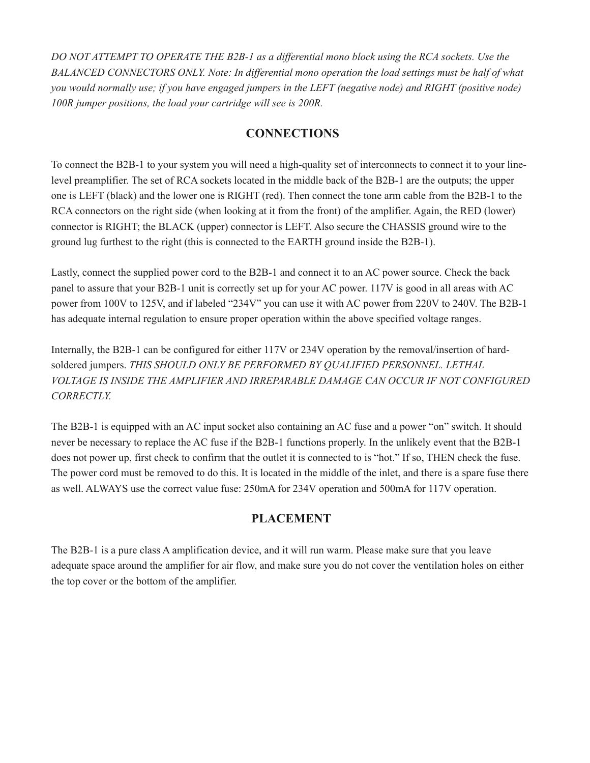*DO NOT ATTEMPT TO OPERATE THE B2B-1 as a differential mono block using the RCA sockets. Use the BALANCED CONNECTORS ONLY. Note: In differential mono operation the load settings must be half of what you would normally use; if you have engaged jumpers in the LEFT (negative node) and RIGHT (positive node) 100R jumper positions, the load your cartridge will see is 200R.*

## CONNECTIONS

To connect the B2B-1 to your system you will need a high-quality set of interconnects to connect it to your line-level preamplifier. The set of RCA sockets located in the middle back of the B2B-1 are the outputs; the upper one is LEFT (black) and the lower one is RIGHT (red). Then connect the tone arm cable from the B2B-1 to the RCA connectors on the right side (when looking at it from the front) of the amplifier. Again, the RED (lower) connector is RIGHT; the BLACK (upper) connector is LEFT. Also secure the CHASSIS ground wire to the ground lug furthest to the right (this is connected to the EARTH ground inside the B2B-1).

Lastly, connect the supplied power cord to the B2B-1 and connect it to an AC power source. Check the back panel to assure that your B2B-1 unit is correctly set up for your AC power. 117V is good in all areas with AC power from 100V to 125V, and if labeled "234V" you can use it with AC power from 220V to 240V. The B2B-1 has adequate internal regulation to ensure proper operation within the above specified voltage ranges.

Internally, the B2B-1 can be configured for either 117V or 234V operation by the removal/insertion of hard-soldered jumpers. *THIS SHOULD ONLY BE PERFORMED BY QUALIFIED PERSONNEL. LETHAL VOLTAGE IS INSIDE THE AMPLIFIER AND IRREPARABLE DAMAGE CAN OCCUR IF NOT CONFIGURED CORRECTLY.*

The B2B-1 is equipped with an AC input socket also containing an AC fuse and a power "on" switch. It should never be necessary to replace the AC fuse if the B2B-1 functions properly. In the unlikely event that the B2B-1 does not power up, first check to confirm that the outlet it is connected to is "hot." If so, THEN check the fuse. The power cord must be removed to do this. It is located in the middle of the inlet, and there is a spare fuse there as well. ALWAYS use the correct value fuse: 250mA for 234V operation and 500mA for 117V operation.

## PLACEMENT

The B2B-1 is a pure class A amplification device, and it will run warm. Please make sure that you leave adequate space around the amplifier for air flow, and make sure you do not cover the ventilation holes on either the top cover or the bottom of the amplifier.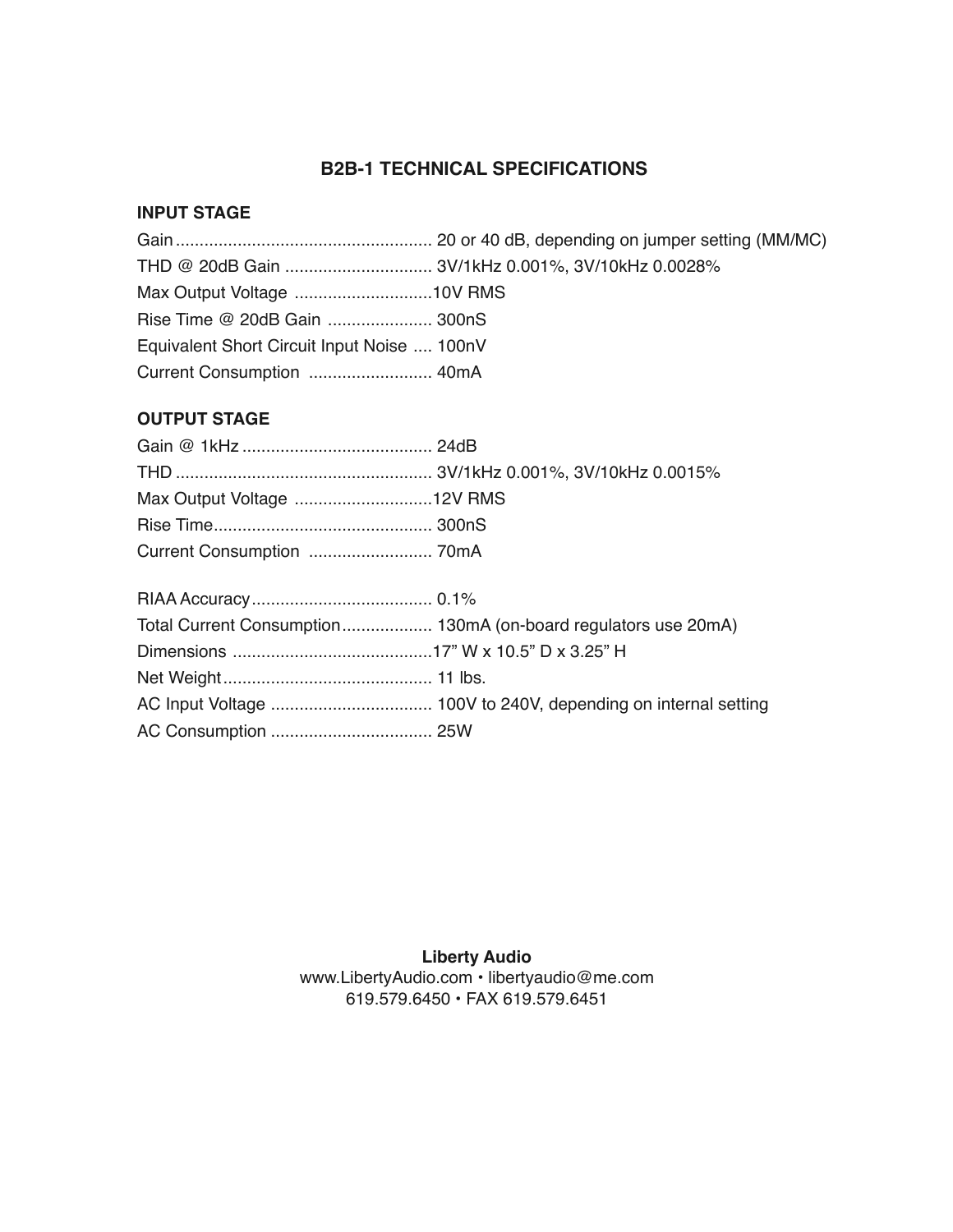# B2B-1 TECHNICAL SPECIFICATIONS

## INPUT STAGE

Gain ...................................................... 20 or 40 dB, depending on jumper setting (MM/MC)

THD @ 20dB Gain ................................ 3V/1kHz 0.001%, 3V/10kHz 0.0028%

Max Output Voltage .............................10V RMS

Rise Time @ 20dB Gain ...................... 300nS

Equivalent Short Circuit Input Noise .... 100nV

Current Consumption .......................... 40mA

## OUTPUT STAGE

Gain @ 1kHz ........................................ 24dB

THD ...................................................... 3V/1kHz 0.001%, 3V/10kHz 0.0015%

Max Output Voltage .............................12V RMS

Rise Time.............................................. 300nS

Current Consumption .......................... 70mA

RIAA Accuracy...................................... 0.1%

Total Current Consumption................... 130mA (on-board regulators use 20mA)

Dimensions ..........................................17" W x 10.5" D x 3.25" H

Net Weight............................................ 11 lbs.

AC Input Voltage .................................. 100V to 240V, depending on internal setting

AC Consumption .................................. 25W

**Liberty Audio**
www.LibertyAudio.com • libertyaudio@me.com
619.579.6450 • FAX 619.579.6451